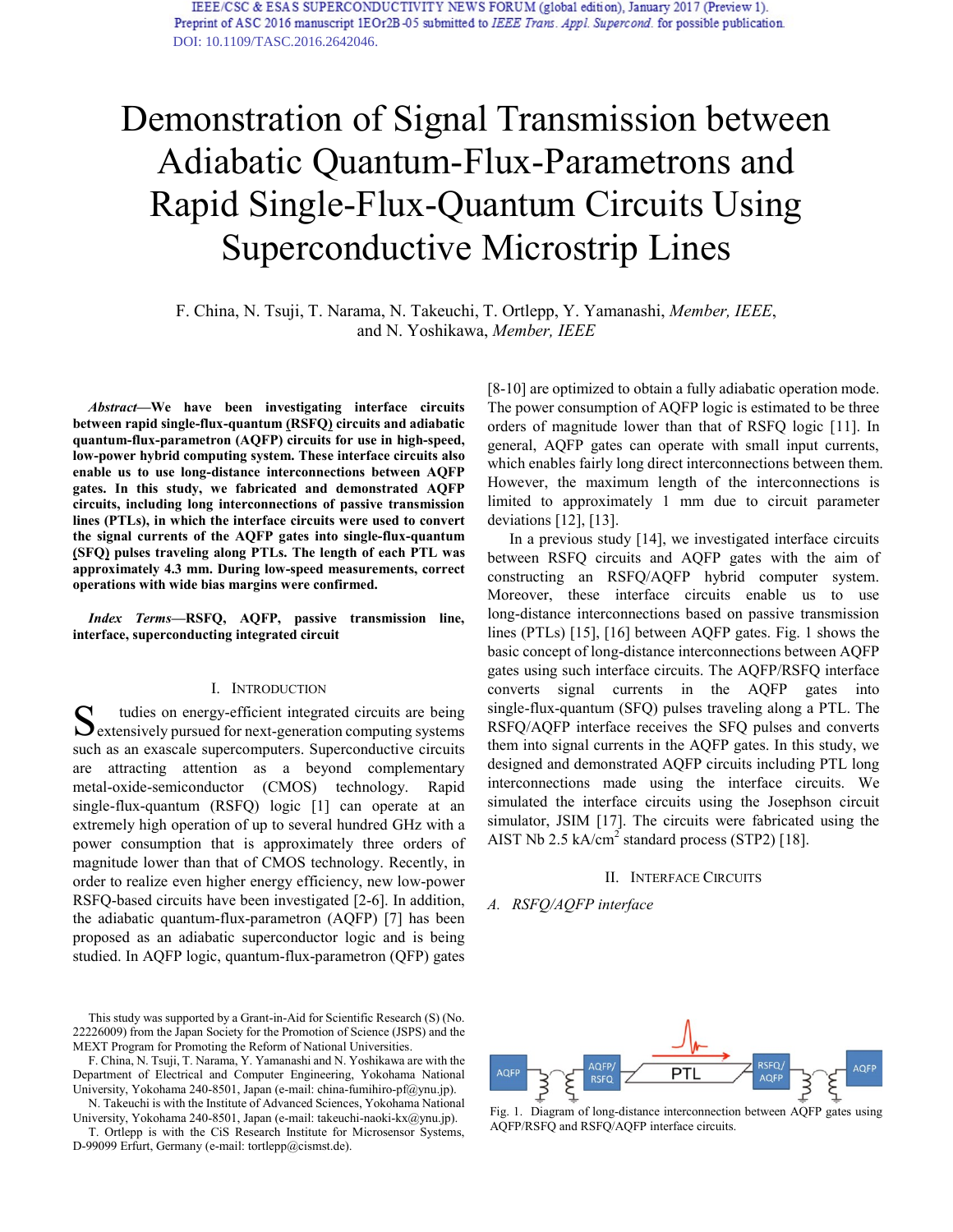IEEE/CSC & ESAS SUPERCONDUCTIVITY NEWS FORUM (global edition), January 2017 (Preview 1).
Preprint of ASC 2016 manuscript 1EOr2B-05 submitted to *IEEE Trans. Appl. Supercond.* for possible publication.
DOI: 10.1109/TASC.2016.2642046.

# Demonstration of Signal Transmission between Adiabatic Quantum-Flux-Parametrons and Rapid Single-Flux-Quantum Circuits Using Superconductive Microstrip Lines

F. China, N. Tsuji, T. Narama, N. Takeuchi, T. Ortlepp, Y. Yamanashi, *Member, IEEE*, and N. Yoshikawa, *Member, IEEE*

***Abstract*—We have been investigating interface circuits between rapid single-flux-quantum (RSFQ) circuits and adiabatic quantum-flux-parametron (AQFP) circuits for use in high-speed, low-power hybrid computing system. These interface circuits also enable us to use long-distance interconnections between AQFP gates. In this study, we fabricated and demonstrated AQFP circuits, including long interconnections of passive transmission lines (PTLs), in which the interface circuits were used to convert the signal currents of the AQFP gates into single-flux-quantum (SFQ) pulses traveling along PTLs. The length of each PTL was approximately 4.3 mm. During low-speed measurements, correct operations with wide bias margins were confirmed.**

***Index Terms*—RSFQ, AQFP, passive transmission line, interface, superconducting integrated circuit**

## I. Introduction

Studies on energy-efficient integrated circuits are being extensively pursued for next-generation computing systems such as an exascale supercomputers. Superconductive circuits are attracting attention as a beyond complementary metal-oxide-semiconductor (CMOS) technology. Rapid single-flux-quantum (RSFQ) logic [1] can operate at an extremely high operation of up to several hundred GHz with a power consumption that is approximately three orders of magnitude lower than that of CMOS technology. Recently, in order to realize even higher energy efficiency, new low-power RSFQ-based circuits have been investigated [2-6]. In addition, the adiabatic quantum-flux-parametron (AQFP) [7] has been proposed as an adiabatic superconductor logic and is being studied. In AQFP logic, quantum-flux-parametron (QFP) gates [8-10] are optimized to obtain a fully adiabatic operation mode. The power consumption of AQFP logic is estimated to be three orders of magnitude lower than that of RSFQ logic [11]. In general, AQFP gates can operate with small input currents, which enables fairly long direct interconnections between them. However, the maximum length of the interconnections is limited to approximately 1 mm due to circuit parameter deviations [12], [13].

In a previous study [14], we investigated interface circuits between RSFQ circuits and AQFP gates with the aim of constructing an RSFQ/AQFP hybrid computer system. Moreover, these interface circuits enable us to use long-distance interconnections based on passive transmission lines (PTLs) [15], [16] between AQFP gates. Fig. 1 shows the basic concept of long-distance interconnections between AQFP gates using such interface circuits. The AQFP/RSFQ interface converts signal currents in the AQFP gates into single-flux-quantum (SFQ) pulses traveling along a PTL. The RSFQ/AQFP interface receives the SFQ pulses and converts them into signal currents in the AQFP gates. In this study, we designed and demonstrated AQFP circuits including PTL long interconnections made using the interface circuits. We simulated the interface circuits using the Josephson circuit simulator, JSIM [17]. The circuits were fabricated using the AIST Nb 2.5 kA/cm$^2$ standard process (STP2) [18].

## II. Interface Circuits

### A. RSFQ/AQFP interface

Fig. 1. Diagram of long-distance interconnection between AQFP gates using AQFP/RSFQ and RSFQ/AQFP interface circuits.

This study was supported by a Grant-in-Aid for Scientific Research (S) (No. 22226009) from the Japan Society for the Promotion of Science (JSPS) and the MEXT Program for Promoting the Reform of National Universities.

F. China, N. Tsuji, T. Narama, Y. Yamanashi and N. Yoshikawa are with the Department of Electrical and Computer Engineering, Yokohama National University, Yokohama 240-8501, Japan (e-mail: china-fumihiro-pf@ynu.jp).

N. Takeuchi is with the Institute of Advanced Sciences, Yokohama National University, Yokohama 240-8501, Japan (e-mail: takeuchi-naoki-kx@ynu.jp).

T. Ortlepp is with the CiS Research Institute for Microsensor Systems, D-99099 Erfurt, Germany (e-mail: tortlepp@cismst.de).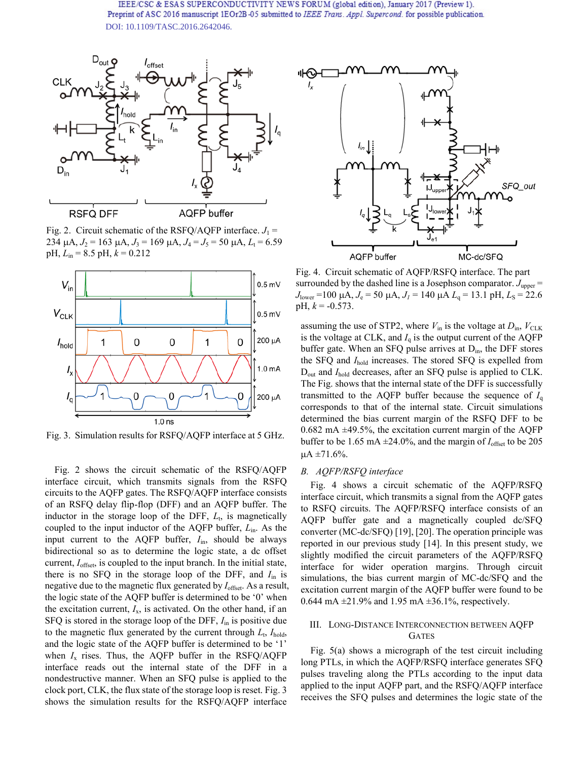Fig. 2. Circuit schematic of the RSFQ/AQFP interface. $J_1$ = 234 μA, $J_2$ = 163 μA, $J_3$ = 169 μA, $J_4$ = $J_5$ = 50 μA, $L_t$ = 6.59 pH, $L_{in}$ = 8.5 pH, $k$ = 0.212

Fig. 3. Simulation results for RSFQ/AQFP interface at 5 GHz.

Fig. 2 shows the circuit schematic of the RSFQ/AQFP interface circuit, which transmits signals from the RSFQ circuits to the AQFP gates. The RSFQ/AQFP interface consists of an RSFQ delay flip-flop (DFF) and an AQFP buffer. The inductor in the storage loop of the DFF, $L_t$, is magnetically coupled to the input inductor of the AQFP buffer, $L_{in}$. As the input current to the AQFP buffer, $I_{in}$, should be always bidirectional so as to determine the logic state, a dc offset current, $I_{offset}$, is coupled to the input branch. In the initial state, there is no SFQ in the storage loop of the DFF, and $I_{in}$ is negative due to the magnetic flux generated by $I_{offset}$. As a result, the logic state of the AQFP buffer is determined to be '0' when the excitation current, $I_x$, is activated. On the other hand, if an SFQ is stored in the storage loop of the DFF, $I_{in}$ is positive due to the magnetic flux generated by the current through $L_t$, $I_{hold}$, and the logic state of the AQFP buffer is determined to be '1' when $I_x$ rises. Thus, the AQFP buffer in the RSFQ/AQFP interface reads out the internal state of the DFF in a nondestructive manner. When an SFQ pulse is applied to the clock port, CLK, the flux state of the storage loop is reset. Fig. 3 shows the simulation results for the RSFQ/AQFP interface assuming the use of STP2, where $V_{in}$ is the voltage at $D_{in}$, $V_{CLK}$ is the voltage at CLK, and $I_q$ is the output current of the AQFP buffer gate. When an SFQ pulse arrives at $D_{in}$, the DFF stores the SFQ and $I_{hold}$ increases. The stored SFQ is expelled from $D_{out}$ and $I_{hold}$ decreases, after an SFQ pulse is applied to CLK. The Fig. shows that the internal state of the DFF is successfully transmitted to the AQFP buffer because the sequence of $I_q$ corresponds to that of the internal state. Circuit simulations determined the bias current margin of the RSFQ DFF to be 0.682 mA ±49.5%, the excitation current margin of the AQFP buffer to be 1.65 mA ±24.0%, and the margin of $I_{offset}$ to be 205 μA ±71.6%.

Fig. 4. Circuit schematic of AQFP/RSFQ interface. The part surrounded by the dashed line is a Josephson comparator. $J_{upper}$ = $J_{lower}$ =100 μA, $J_e$ = 50 μA, $J_I$ = 140 μA $L_q$ = 13.1 pH, $L_S$ = 22.6 pH, $k$ = -0.573.

### B. AQFP/RSFQ interface

Fig. 4 shows a circuit schematic of the AQFP/RSFQ interface circuit, which transmits a signal from the AQFP gates to RSFQ circuits. The AQFP/RSFQ interface consists of an AQFP buffer gate and a magnetically coupled dc/SFQ converter (MC-dc/SFQ) [19], [20]. The operation principle was reported in our previous study [14]. In this present study, we slightly modified the circuit parameters of the AQFP/RSFQ interface for wider operation margins. Through circuit simulations, the bias current margin of MC-dc/SFQ and the excitation current margin of the AQFP buffer were found to be 0.644 mA ±21.9% and 1.95 mA ±36.1%, respectively.

## III. Long-Distance Interconnection between AQFP Gates

Fig. 5(a) shows a micrograph of the test circuit including long PTLs, in which the AQFP/RSFQ interface generates SFQ pulses traveling along the PTLs according to the input data applied to the input AQFP part, and the RSFQ/AQFP interface receives the SFQ pulses and determines the logic state of the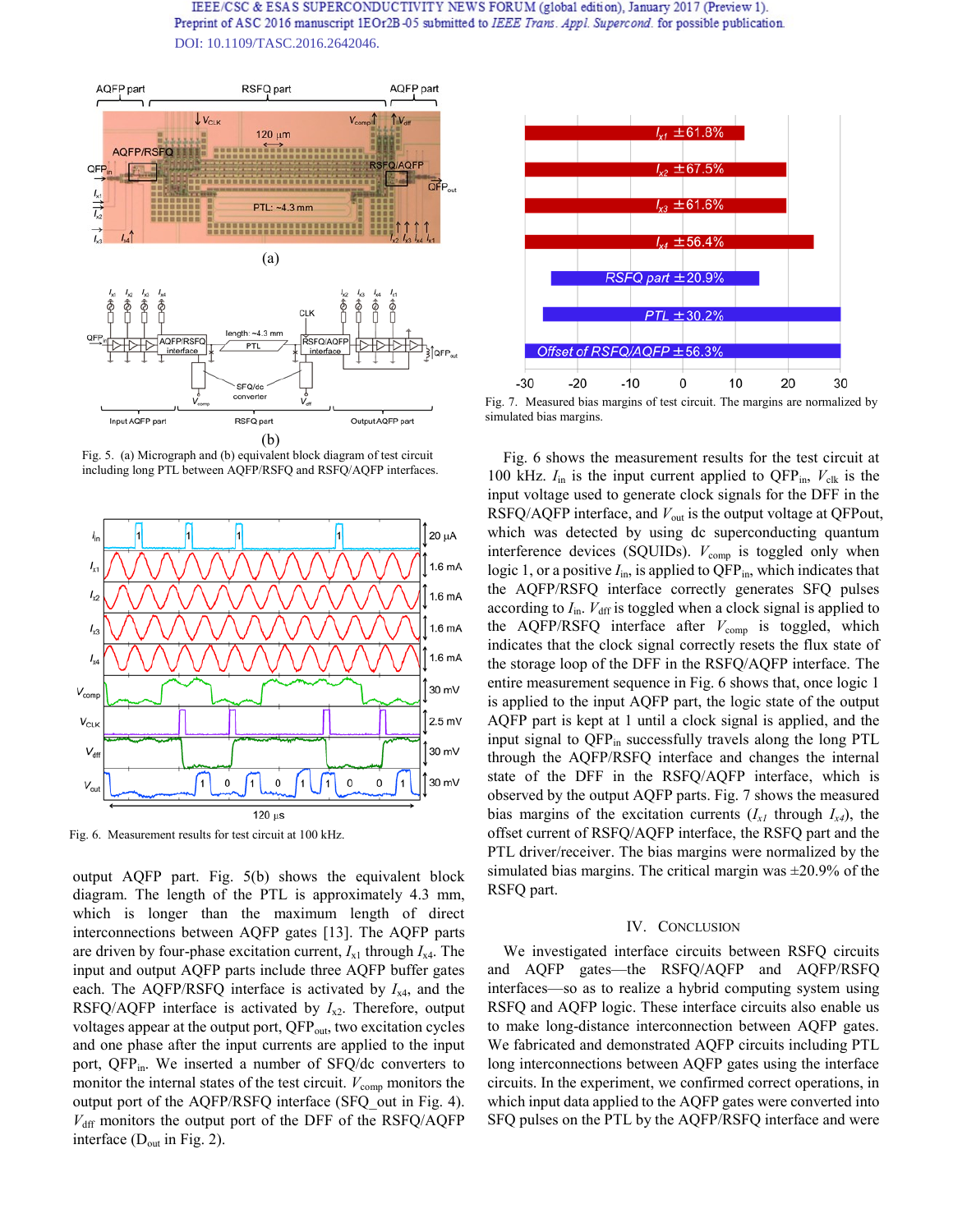Fig. 5. (a) Micrograph and (b) equivalent block diagram of test circuit including long PTL between AQFP/RSFQ and RSFQ/AQFP interfaces.

Fig. 6. Measurement results for test circuit at 100 kHz.

output AQFP part. Fig. 5(b) shows the equivalent block diagram. The length of the PTL is approximately 4.3 mm, which is longer than the maximum length of direct interconnections between AQFP gates [13]. The AQFP parts are driven by four-phase excitation current, $I_{x1}$ through $I_{x4}$. The input and output AQFP parts include three AQFP buffer gates each. The AQFP/RSFQ interface is activated by $I_{x4}$, and the RSFQ/AQFP interface is activated by $I_{x2}$. Therefore, output voltages appear at the output port, $QFP_{out}$, two excitation cycles and one phase after the input currents are applied to the input port, $QFP_{in}$. We inserted a number of SFQ/dc converters to monitor the internal states of the test circuit. $V_{comp}$ monitors the output port of the AQFP/RSFQ interface (SFQ_out in Fig. 4). $V_{dff}$ monitors the output port of the DFF of the RSFQ/AQFP interface ($D_{out}$ in Fig. 2).

Fig. 7. Measured bias margins of test circuit. The margins are normalized by simulated bias margins.

Fig. 6 shows the measurement results for the test circuit at 100 kHz. $I_{in}$ is the input current applied to $QFP_{in}$, $V_{clk}$ is the input voltage used to generate clock signals for the DFF in the RSFQ/AQFP interface, and $V_{out}$ is the output voltage at QFPout, which was detected by using dc superconducting quantum interference devices (SQUIDs). $V_{comp}$ is toggled only when logic 1, or a positive $I_{in}$, is applied to $QFP_{in}$, which indicates that the AQFP/RSFQ interface correctly generates SFQ pulses according to $I_{in}$. $V_{dff}$ is toggled when a clock signal is applied to the AQFP/RSFQ interface after $V_{comp}$ is toggled, which indicates that the clock signal correctly resets the flux state of the storage loop of the DFF in the RSFQ/AQFP interface. The entire measurement sequence in Fig. 6 shows that, once logic 1 is applied to the input AQFP part, the logic state of the output AQFP part is kept at 1 until a clock signal is applied, and the input signal to $QFP_{in}$ successfully travels along the long PTL through the AQFP/RSFQ interface and changes the internal state of the DFF in the RSFQ/AQFP interface, which is observed by the output AQFP parts. Fig. 7 shows the measured bias margins of the excitation currents ($I_{x1}$ through $I_{x4}$), the offset current of RSFQ/AQFP interface, the RSFQ part and the PTL driver/receiver. The bias margins were normalized by the simulated bias margins. The critical margin was ±20.9% of the RSFQ part.

## IV. Conclusion

We investigated interface circuits between RSFQ circuits and AQFP gates—the RSFQ/AQFP and AQFP/RSFQ interfaces—so as to realize a hybrid computing system using RSFQ and AQFP logic. These interface circuits also enable us to make long-distance interconnection between AQFP gates. We fabricated and demonstrated AQFP circuits including PTL long interconnections between AQFP gates using the interface circuits. In the experiment, we confirmed correct operations, in which input data applied to the AQFP gates were converted into SFQ pulses on the PTL by the AQFP/RSFQ interface and were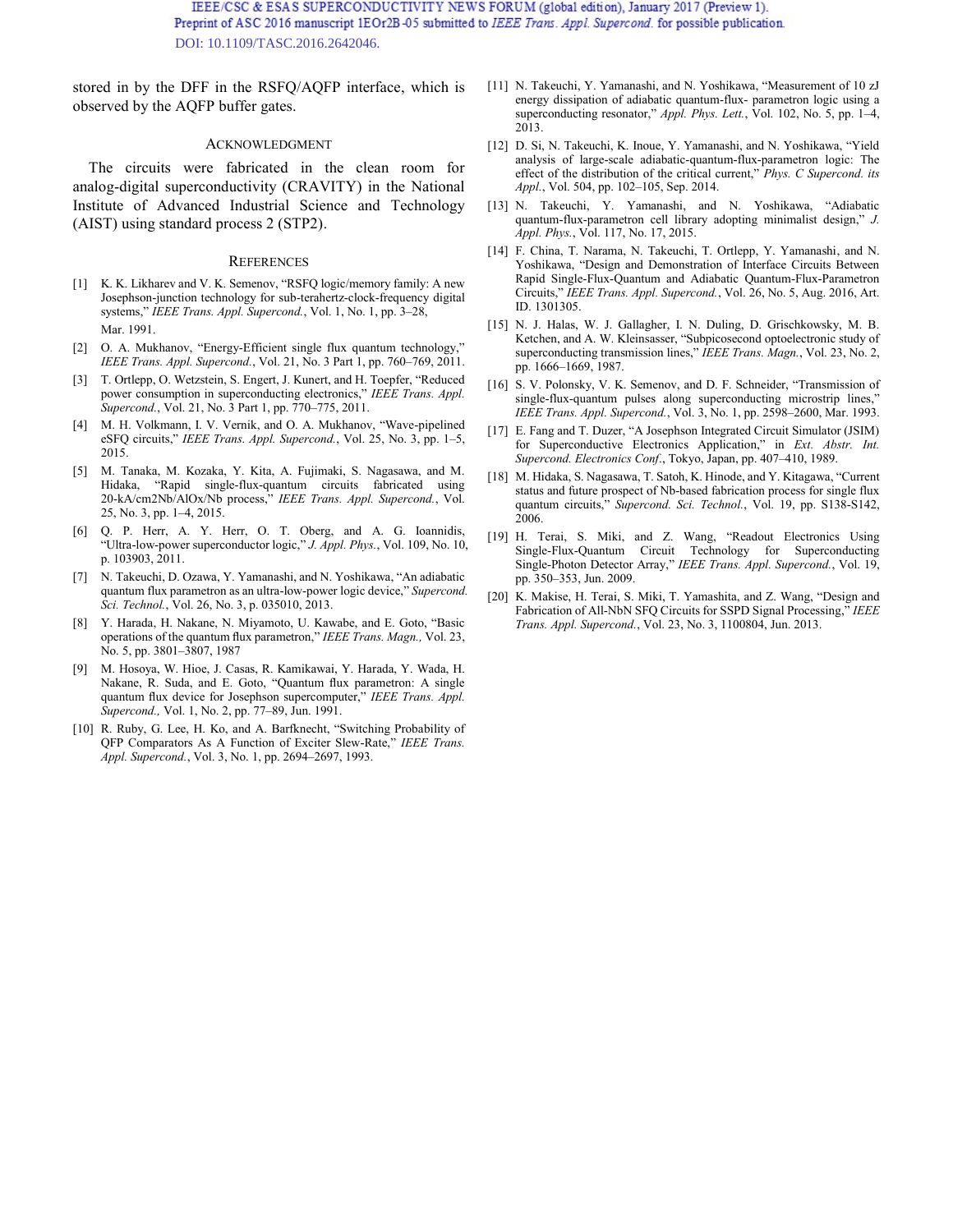stored in by the DFF in the RSFQ/AQFP interface, which is observed by the AQFP buffer gates.

## Acknowledgment

The circuits were fabricated in the clean room for analog-digital superconductivity (CRAVITY) in the National Institute of Advanced Industrial Science and Technology (AIST) using standard process 2 (STP2).

## References

[1] K. K. Likharev and V. K. Semenov, "RSFQ logic/memory family: A new Josephson-junction technology for sub-terahertz-clock-frequency digital systems," *IEEE Trans. Appl. Supercond.*, Vol. 1, No. 1, pp. 3–28, Mar. 1991.

[2] O. A. Mukhanov, "Energy-Efficient single flux quantum technology," *IEEE Trans. Appl. Supercond.*, Vol. 21, No. 3 Part 1, pp. 760–769, 2011.

[3] T. Ortlepp, O. Wetzstein, S. Engert, J. Kunert, and H. Toepfer, "Reduced power consumption in superconducting electronics," *IEEE Trans. Appl. Supercond.*, Vol. 21, No. 3 Part 1, pp. 770–775, 2011.

[4] M. H. Volkmann, I. V. Vernik, and O. A. Mukhanov, "Wave-pipelined eSFQ circuits," *IEEE Trans. Appl. Supercond.*, Vol. 25, No. 3, pp. 1–5, 2015.

[5] M. Tanaka, M. Kozaka, Y. Kita, A. Fujimaki, S. Nagasawa, and M. Hidaka, "Rapid single-flux-quantum circuits fabricated using 20-kA/cm2Nb/AlOx/Nb process," *IEEE Trans. Appl. Supercond.*, Vol. 25, No. 3, pp. 1–4, 2015.

[6] Q. P. Herr, A. Y. Herr, O. T. Oberg, and A. G. Ioannidis, "Ultra-low-power superconductor logic," *J. Appl. Phys.*, Vol. 109, No. 10, p. 103903, 2011.

[7] N. Takeuchi, D. Ozawa, Y. Yamanashi, and N. Yoshikawa, "An adiabatic quantum flux parametron as an ultra-low-power logic device," *Supercond. Sci. Technol.*, Vol. 26, No. 3, p. 035010, 2013.

[8] Y. Harada, H. Nakane, N. Miyamoto, U. Kawabe, and E. Goto, "Basic operations of the quantum flux parametron," *IEEE Trans. Magn.,* Vol. 23, No. 5, pp. 3801–3807, 1987

[9] M. Hosoya, W. Hioe, J. Casas, R. Kamikawai, Y. Harada, Y. Wada, H. Nakane, R. Suda, and E. Goto, "Quantum flux parametron: A single quantum flux device for Josephson supercomputer," *IEEE Trans. Appl. Supercond.,* Vol. 1, No. 2, pp. 77–89, Jun. 1991.

[10] R. Ruby, G. Lee, H. Ko, and A. Barfknecht, "Switching Probability of QFP Comparators As A Function of Exciter Slew-Rate," *IEEE Trans. Appl. Supercond.*, Vol. 3, No. 1, pp. 2694–2697, 1993.

[11] N. Takeuchi, Y. Yamanashi, and N. Yoshikawa, "Measurement of 10 zJ energy dissipation of adiabatic quantum-flux- parametron logic using a superconducting resonator," *Appl. Phys. Lett.*, Vol. 102, No. 5, pp. 1–4, 2013.

[12] D. Si, N. Takeuchi, K. Inoue, Y. Yamanashi, and N. Yoshikawa, "Yield analysis of large-scale adiabatic-quantum-flux-parametron logic: The effect of the distribution of the critical current," *Phys. C Supercond. its Appl.*, Vol. 504, pp. 102–105, Sep. 2014.

[13] N. Takeuchi, Y. Yamanashi, and N. Yoshikawa, "Adiabatic quantum-flux-parametron cell library adopting minimalist design," *J. Appl. Phys.*, Vol. 117, No. 17, 2015.

[14] F. China, T. Narama, N. Takeuchi, T. Ortlepp, Y. Yamanashi, and N. Yoshikawa, "Design and Demonstration of Interface Circuits Between Rapid Single-Flux-Quantum and Adiabatic Quantum-Flux-Parametron Circuits," *IEEE Trans. Appl. Supercond.*, Vol. 26, No. 5, Aug. 2016, Art. ID. 1301305.

[15] N. J. Halas, W. J. Gallagher, I. N. Duling, D. Grischkowsky, M. B. Ketchen, and A. W. Kleinsasser, "Subpicosecond optoelectronic study of superconducting transmission lines," *IEEE Trans. Magn.*, Vol. 23, No. 2, pp. 1666–1669, 1987.

[16] S. V. Polonsky, V. K. Semenov, and D. F. Schneider, "Transmission of single-flux-quantum pulses along superconducting microstrip lines," *IEEE Trans. Appl. Supercond.*, Vol. 3, No. 1, pp. 2598–2600, Mar. 1993.

[17] E. Fang and T. Duzer, "A Josephson Integrated Circuit Simulator (JSIM) for Superconductive Electronics Application," in *Ext. Abstr. Int. Supercond. Electronics Conf.*, Tokyo, Japan, pp. 407–410, 1989.

[18] M. Hidaka, S. Nagasawa, T. Satoh, K. Hinode, and Y. Kitagawa, "Current status and future prospect of Nb-based fabrication process for single flux quantum circuits," *Supercond. Sci. Technol.*, Vol. 19, pp. S138-S142, 2006.

[19] H. Terai, S. Miki, and Z. Wang, "Readout Electronics Using Single-Flux-Quantum Circuit Technology for Superconducting Single-Photon Detector Array," *IEEE Trans. Appl. Supercond.*, Vol. 19, pp. 350–353, Jun. 2009.

[20] K. Makise, H. Terai, S. Miki, T. Yamashita, and Z. Wang, "Design and Fabrication of All-NbN SFQ Circuits for SSPD Signal Processing," *IEEE Trans. Appl. Supercond.*, Vol. 23, No. 3, 1100804, Jun. 2013.